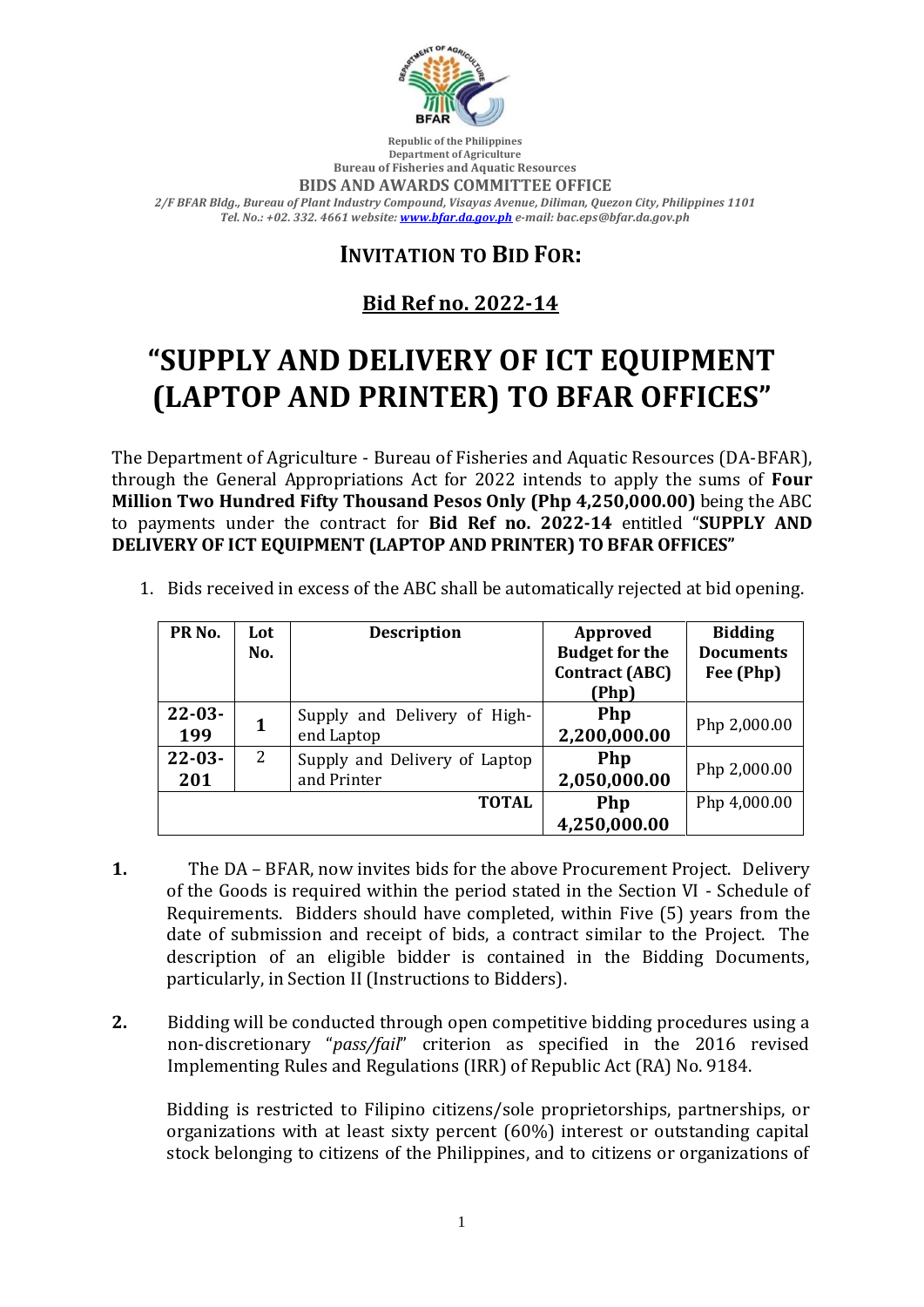Republic of the Philippines
Department of Agriculture
Bureau of Fisheries and Aquatic Resources

**BIDS AND AWARDS COMMITTEE OFFICE**

*2/F BFAR Bldg., Bureau of Plant Industry Compound, Visayas Avenue, Diliman, Quezon City, Philippines 1101*
*Tel. No.: +02. 332. 4661 website: [www.bfar.da.gov.ph](http://www.bfar.da.gov.ph) e-mail: bac.eps@bfar.da.gov.ph*

## INVITATION TO BID FOR:

## Bid Ref no. 2022-14

# "SUPPLY AND DELIVERY OF ICT EQUIPMENT (LAPTOP AND PRINTER) TO BFAR OFFICES"

The Department of Agriculture - Bureau of Fisheries and Aquatic Resources (DA-BFAR), through the General Appropriations Act for 2022 intends to apply the sums of **Four Million Two Hundred Fifty Thousand Pesos Only (Php 4,250,000.00)** being the ABC to payments under the contract for **Bid Ref no. 2022-14** entitled "**SUPPLY AND DELIVERY OF ICT EQUIPMENT (LAPTOP AND PRINTER) TO BFAR OFFICES**"

1. Bids received in excess of the ABC shall be automatically rejected at bid opening.

| PR No. | Lot No. | Description | Approved Budget for the Contract (ABC) (Php) | Bidding Documents Fee (Php) |
|---|---|---|---|---|
| **22-03-199** | **1** | Supply and Delivery of High-end Laptop | **Php 2,200,000.00** | Php 2,000.00 |
| **22-03-201** | 2 | Supply and Delivery of Laptop and Printer | **Php 2,050,000.00** | Php 2,000.00 |
| | | **TOTAL** | **Php 4,250,000.00** | Php 4,000.00 |

**1.** The DA – BFAR, now invites bids for the above Procurement Project. Delivery of the Goods is required within the period stated in the Section VI - Schedule of Requirements. Bidders should have completed, within Five (5) years from the date of submission and receipt of bids, a contract similar to the Project. The description of an eligible bidder is contained in the Bidding Documents, particularly, in Section II (Instructions to Bidders).

**2.** Bidding will be conducted through open competitive bidding procedures using a non-discretionary "*pass/fail*" criterion as specified in the 2016 revised Implementing Rules and Regulations (IRR) of Republic Act (RA) No. 9184.

Bidding is restricted to Filipino citizens/sole proprietorships, partnerships, or organizations with at least sixty percent (60%) interest or outstanding capital stock belonging to citizens of the Philippines, and to citizens or organizations of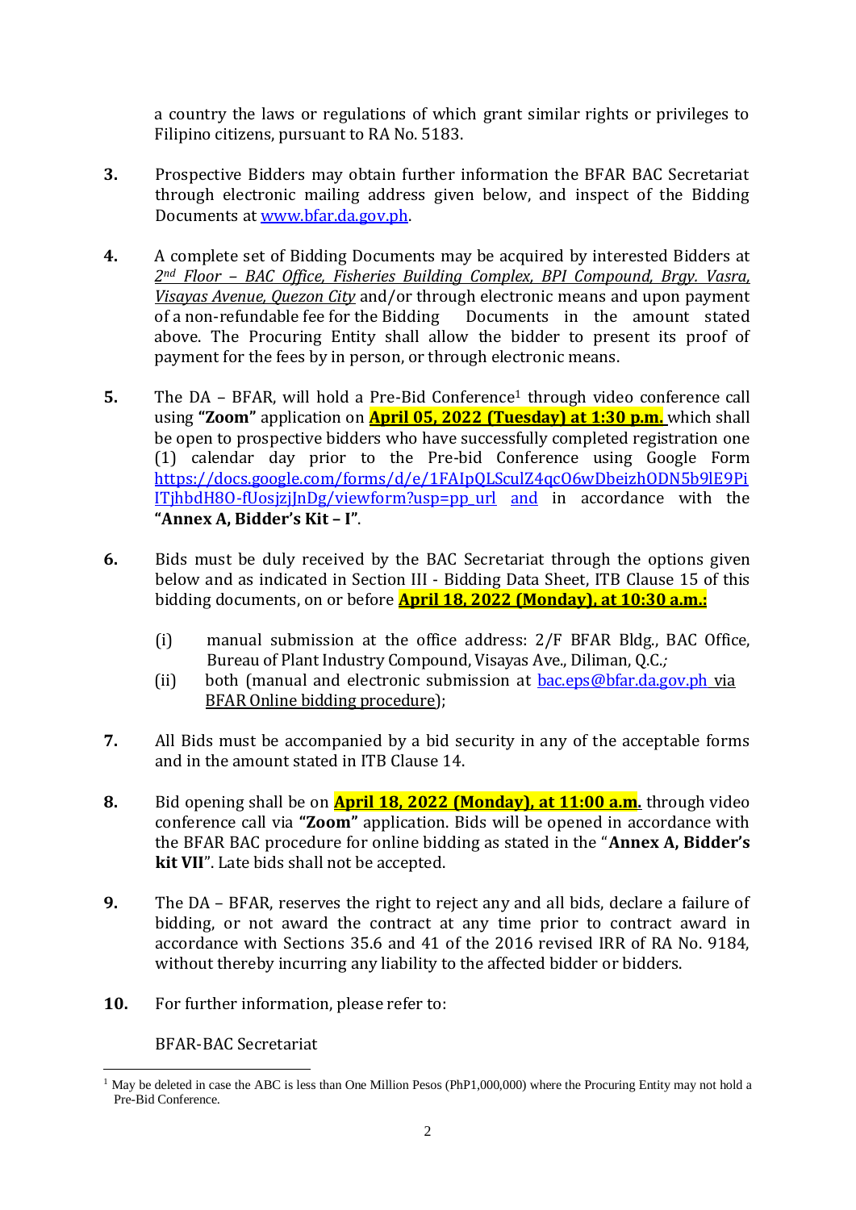a country the laws or regulations of which grant similar rights or privileges to Filipino citizens, pursuant to RA No. 5183.

3. Prospective Bidders may obtain further information the BFAR BAC Secretariat through electronic mailing address given below, and inspect of the Bidding Documents at www.bfar.da.gov.ph.

4. A complete set of Bidding Documents may be acquired by interested Bidders at *2nd Floor – BAC Office, Fisheries Building Complex, BPI Compound, Brgy. Vasra, Visayas Avenue, Quezon City* and/or through electronic means and upon payment of a non-refundable fee for the Bidding Documents in the amount stated above. The Procuring Entity shall allow the bidder to present its proof of payment for the fees by in person, or through electronic means.

5. The DA – BFAR, will hold a Pre-Bid Conference[1] through video conference call using **"Zoom"** application on **April 05, 2022 (Tuesday) at 1:30 p.m.** which shall be open to prospective bidders who have successfully completed registration one (1) calendar day prior to the Pre-bid Conference using Google Form https://docs.google.com/forms/d/e/1FAIpQLSculZ4qcO6wDbeizhODN5b9lE9PiITjhbdH8O-fUosjzjJnDg/viewform?usp=pp_url and in accordance with the **"Annex A, Bidder's Kit – I"**.

6. Bids must be duly received by the BAC Secretariat through the options given below and as indicated in Section III - Bidding Data Sheet, ITB Clause 15 of this bidding documents, on or before **April 18, 2022 (Monday), at 10:30 a.m.:**

   (i) manual submission at the office address: 2/F BFAR Bldg., BAC Office, Bureau of Plant Industry Compound, Visayas Ave., Diliman, Q.C.*;*

   (ii) both (manual and electronic submission at bac.eps@bfar.da.gov.ph via BFAR Online bidding procedure);

7. All Bids must be accompanied by a bid security in any of the acceptable forms and in the amount stated in ITB Clause 14.

8. Bid opening shall be on **April 18, 2022 (Monday), at 11:00 a.m.** through video conference call via **"Zoom"** application. Bids will be opened in accordance with the BFAR BAC procedure for online bidding as stated in the "**Annex A, Bidder's kit VII**". Late bids shall not be accepted.

9. The DA – BFAR, reserves the right to reject any and all bids, declare a failure of bidding, or not award the contract at any time prior to contract award in accordance with Sections 35.6 and 41 of the 2016 revised IRR of RA No. 9184, without thereby incurring any liability to the affected bidder or bidders.

10. For further information, please refer to:

    BFAR-BAC Secretariat

---

[1] May be deleted in case the ABC is less than One Million Pesos (PhP1,000,000) where the Procuring Entity may not hold a Pre-Bid Conference.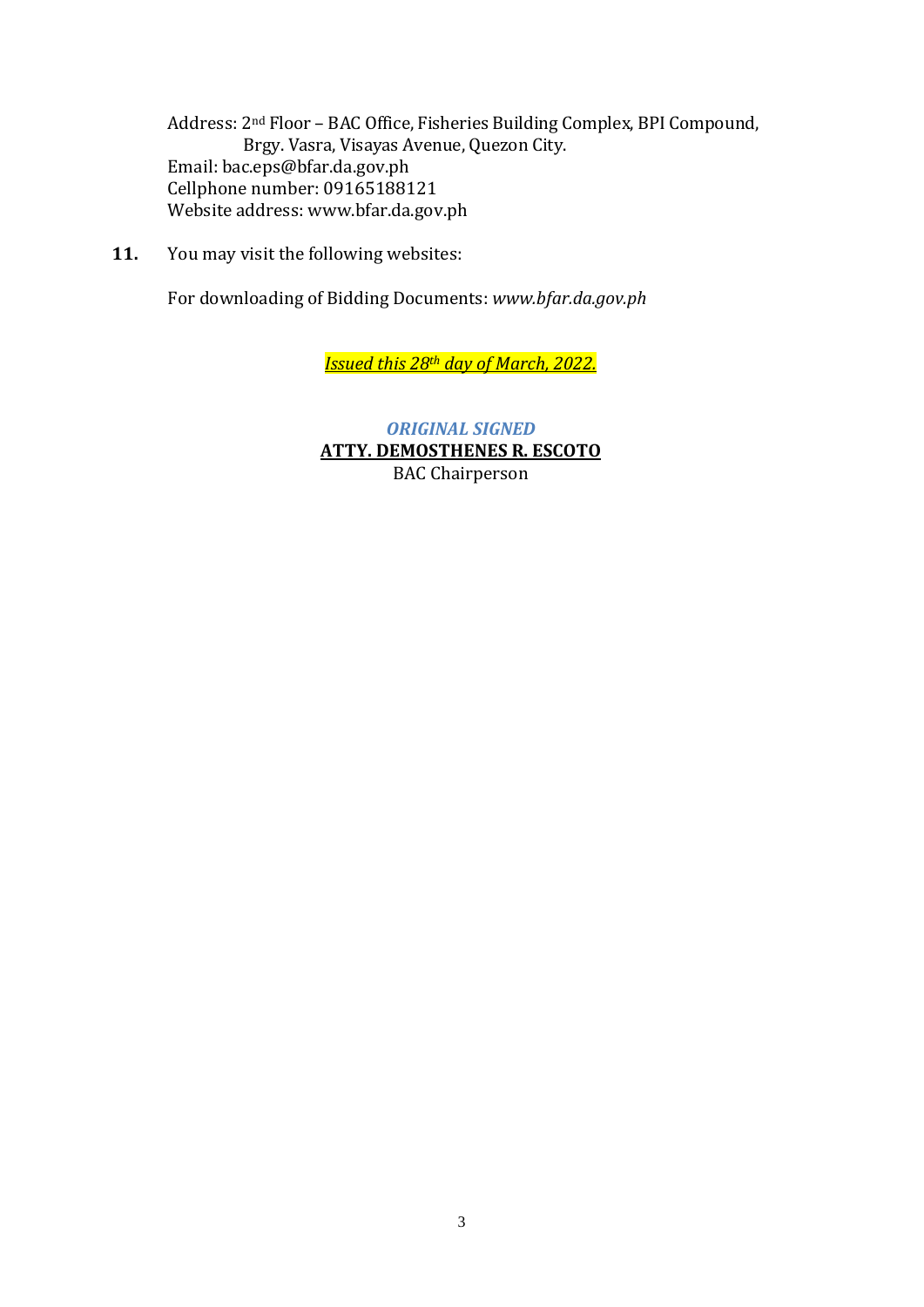Address: 2nd Floor – BAC Office, Fisheries Building Complex, BPI Compound,
Brgy. Vasra, Visayas Avenue, Quezon City.
Email: bac.eps@bfar.da.gov.ph
Cellphone number: 09165188121
Website address: www.bfar.da.gov.ph

**11.** You may visit the following websites:

For downloading of Bidding Documents: *www.bfar.da.gov.ph*

*Issued this 28th day of March, 2022.*

***ORIGINAL SIGNED***
**ATTY. DEMOSTHENES R. ESCOTO**
BAC Chairperson